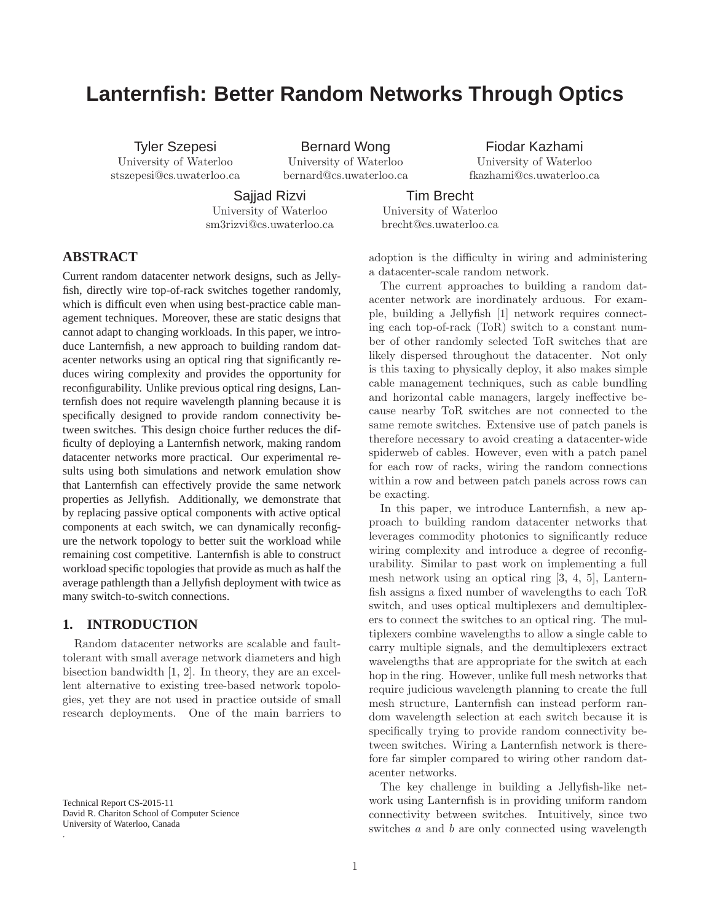# Lanternfish: Better Random Networks Through Optics

Tyler Szepesi
University of Waterloo
stszepesi@cs.uwaterloo.ca

Bernard Wong
University of Waterloo
bernard@cs.uwaterloo.ca

Fiodar Kazhami
University of Waterloo
fkazhami@cs.uwaterloo.ca

Sajjad Rizvi
University of Waterloo
sm3rizvi@cs.uwaterloo.ca

Tim Brecht
University of Waterloo
brecht@cs.uwaterloo.ca

## ABSTRACT

Current random datacenter network designs, such as Jellyfish, directly wire top-of-rack switches together randomly, which is difficult even when using best-practice cable management techniques. Moreover, these are static designs that cannot adapt to changing workloads. In this paper, we introduce Lanternfish, a new approach to building random datacenter networks using an optical ring that significantly reduces wiring complexity and provides the opportunity for reconfigurability. Unlike previous optical ring designs, Lanternfish does not require wavelength planning because it is specifically designed to provide random connectivity between switches. This design choice further reduces the difficulty of deploying a Lanternfish network, making random datacenter networks more practical. Our experimental results using both simulations and network emulation show that Lanternfish can effectively provide the same network properties as Jellyfish. Additionally, we demonstrate that by replacing passive optical components with active optical components at each switch, we can dynamically reconfigure the network topology to better suit the workload while remaining cost competitive. Lanternfish is able to construct workload specific topologies that provide as much as half the average pathlength than a Jellyfish deployment with twice as many switch-to-switch connections.

## 1. INTRODUCTION

Random datacenter networks are scalable and fault-tolerant with small average network diameters and high bisection bandwidth [1, 2]. In theory, they are an excellent alternative to existing tree-based network topologies, yet they are not used in practice outside of small research deployments. One of the main barriers to adoption is the difficulty in wiring and administering a datacenter-scale random network.

The current approaches to building a random datacenter network are inordinately arduous. For example, building a Jellyfish [1] network requires connecting each top-of-rack (ToR) switch to a constant number of other randomly selected ToR switches that are likely dispersed throughout the datacenter. Not only is this taxing to physically deploy, it also makes simple cable management techniques, such as cable bundling and horizontal cable managers, largely ineffective because nearby ToR switches are not connected to the same remote switches. Extensive use of patch panels is therefore necessary to avoid creating a datacenter-wide spiderweb of cables. However, even with a patch panel for each row of racks, wiring the random connections within a row and between patch panels across rows can be exacting.

In this paper, we introduce Lanternfish, a new approach to building random datacenter networks that leverages commodity photonics to significantly reduce wiring complexity and introduce a degree of reconfigurability. Similar to past work on implementing a full mesh network using an optical ring [3, 4, 5], Lanternfish assigns a fixed number of wavelengths to each ToR switch, and uses optical multiplexers and demultiplexers to connect the switches to an optical ring. The multiplexers combine wavelengths to allow a single cable to carry multiple signals, and the demultiplexers extract wavelengths that are appropriate for the switch at each hop in the ring. However, unlike full mesh networks that require judicious wavelength planning to create the full mesh structure, Lanternfish can instead perform random wavelength selection at each switch because it is specifically trying to provide random connectivity between switches. Wiring a Lanternfish network is therefore far simpler compared to wiring other random datacenter networks.

The key challenge in building a Jellyfish-like network using Lanternfish is in providing uniform random connectivity between switches. Intuitively, since two switches $a$ and $b$ are only connected using wavelength

Technical Report CS-2015-11
David R. Chariton School of Computer Science
University of Waterloo, Canada
.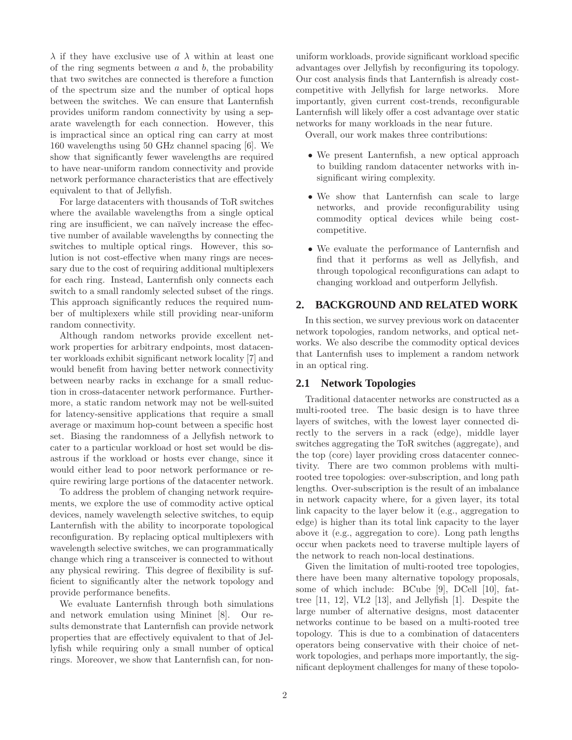$\lambda$ if they have exclusive use of $\lambda$ within at least one of the ring segments between $a$ and $b$, the probability that two switches are connected is therefore a function of the spectrum size and the number of optical hops between the switches. We can ensure that Lanternfish provides uniform random connectivity by using a separate wavelength for each connection. However, this is impractical since an optical ring can carry at most 160 wavelengths using 50 GHz channel spacing [6]. We show that significantly fewer wavelengths are required to have near-uniform random connectivity and provide network performance characteristics that are effectively equivalent to that of Jellyfish.

For large datacenters with thousands of ToR switches where the available wavelengths from a single optical ring are insufficient, we can naïvely increase the effective number of available wavelengths by connecting the switches to multiple optical rings. However, this solution is not cost-effective when many rings are necessary due to the cost of requiring additional multiplexers for each ring. Instead, Lanternfish only connects each switch to a small randomly selected subset of the rings. This approach significantly reduces the required number of multiplexers while still providing near-uniform random connectivity.

Although random networks provide excellent network properties for arbitrary endpoints, most datacenter workloads exhibit significant network locality [7] and would benefit from having better network connectivity between nearby racks in exchange for a small reduction in cross-datacenter network performance. Furthermore, a static random network may not be well-suited for latency-sensitive applications that require a small average or maximum hop-count between a specific host set. Biasing the randomness of a Jellyfish network to cater to a particular workload or host set would be disastrous if the workload or hosts ever change, since it would either lead to poor network performance or require rewiring large portions of the datacenter network.

To address the problem of changing network requirements, we explore the use of commodity active optical devices, namely wavelength selective switches, to equip Lanternfish with the ability to incorporate topological reconfiguration. By replacing optical multiplexers with wavelength selective switches, we can programmatically change which ring a transceiver is connected to without any physical rewiring. This degree of flexibility is sufficient to significantly alter the network topology and provide performance benefits.

We evaluate Lanternfish through both simulations and network emulation using Mininet [8]. Our results demonstrate that Lanternfish can provide network properties that are effectively equivalent to that of Jellyfish while requiring only a small number of optical rings. Moreover, we show that Lanternfish can, for non-uniform workloads, provide significant workload specific advantages over Jellyfish by reconfiguring its topology. Our cost analysis finds that Lanternfish is already cost-competitive with Jellyfish for large networks. More importantly, given current cost-trends, reconfigurable Lanternfish will likely offer a cost advantage over static networks for many workloads in the near future.

Overall, our work makes three contributions:

- We present Lanternfish, a new optical approach to building random datacenter networks with insignificant wiring complexity.
- We show that Lanternfish can scale to large networks, and provide reconfigurability using commodity optical devices while being cost-competitive.
- We evaluate the performance of Lanternfish and find that it performs as well as Jellyfish, and through topological reconfigurations can adapt to changing workload and outperform Jellyfish.

## 2. BACKGROUND AND RELATED WORK

In this section, we survey previous work on datacenter network topologies, random networks, and optical networks. We also describe the commodity optical devices that Lanternfish uses to implement a random network in an optical ring.

### 2.1 Network Topologies

Traditional datacenter networks are constructed as a multi-rooted tree. The basic design is to have three layers of switches, with the lowest layer connected directly to the servers in a rack (edge), middle layer switches aggregating the ToR switches (aggregate), and the top (core) layer providing cross datacenter connectivity. There are two common problems with multi-rooted tree topologies: over-subscription, and long path lengths. Over-subscription is the result of an imbalance in network capacity where, for a given layer, its total link capacity to the layer below it (e.g., aggregation to edge) is higher than its total link capacity to the layer above it (e.g., aggregation to core). Long path lengths occur when packets need to traverse multiple layers of the network to reach non-local destinations.

Given the limitation of multi-rooted tree topologies, there have been many alternative topology proposals, some of which include: BCube [9], DCell [10], fat-tree [11, 12], VL2 [13], and Jellyfish [1]. Despite the large number of alternative designs, most datacenter networks continue to be based on a multi-rooted tree topology. This is due to a combination of datacenters operators being conservative with their choice of network topologies, and perhaps more importantly, the significant deployment challenges for many of these topolo-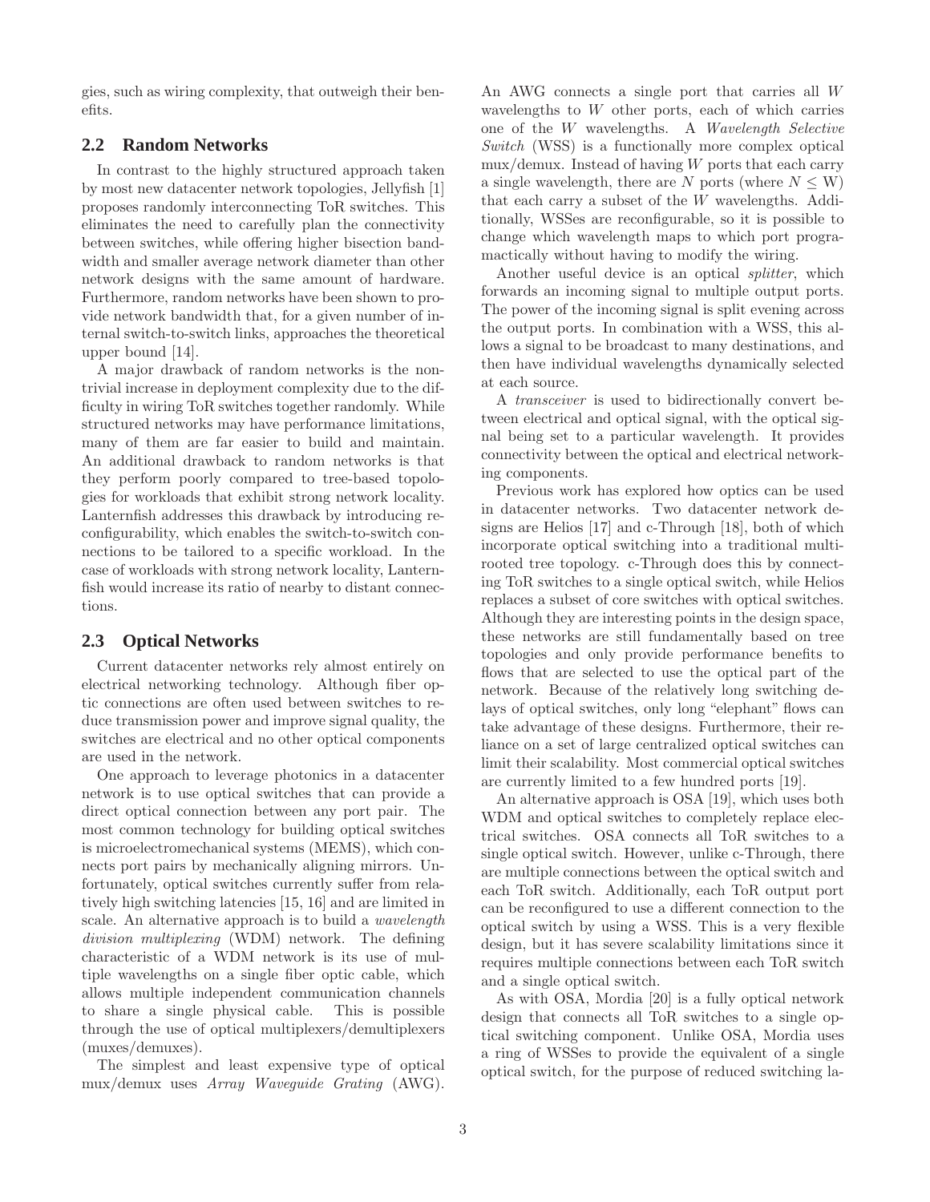gies, such as wiring complexity, that outweigh their benefits.

## 2.2 Random Networks

In contrast to the highly structured approach taken by most new datacenter network topologies, Jellyfish [1] proposes randomly interconnecting ToR switches. This eliminates the need to carefully plan the connectivity between switches, while offering higher bisection bandwidth and smaller average network diameter than other network designs with the same amount of hardware. Furthermore, random networks have been shown to provide network bandwidth that, for a given number of internal switch-to-switch links, approaches the theoretical upper bound [14].

A major drawback of random networks is the non-trivial increase in deployment complexity due to the difficulty in wiring ToR switches together randomly. While structured networks may have performance limitations, many of them are far easier to build and maintain. An additional drawback to random networks is that they perform poorly compared to tree-based topologies for workloads that exhibit strong network locality. Lanternfish addresses this drawback by introducing reconfigurability, which enables the switch-to-switch connections to be tailored to a specific workload. In the case of workloads with strong network locality, Lanternfish would increase its ratio of nearby to distant connections.

## 2.3 Optical Networks

Current datacenter networks rely almost entirely on electrical networking technology. Although fiber optic connections are often used between switches to reduce transmission power and improve signal quality, the switches are electrical and no other optical components are used in the network.

One approach to leverage photonics in a datacenter network is to use optical switches that can provide a direct optical connection between any port pair. The most common technology for building optical switches is microelectromechanical systems (MEMS), which connects port pairs by mechanically aligning mirrors. Unfortunately, optical switches currently suffer from relatively high switching latencies [15, 16] and are limited in scale. An alternative approach is to build a *wavelength division multiplexing* (WDM) network. The defining characteristic of a WDM network is its use of multiple wavelengths on a single fiber optic cable, which allows multiple independent communication channels to share a single physical cable. This is possible through the use of optical multiplexers/demultiplexers (muxes/demuxes).

The simplest and least expensive type of optical mux/demux uses *Array Waveguide Grating* (AWG). An AWG connects a single port that carries all $W$ wavelengths to $W$ other ports, each of which carries one of the $W$ wavelengths. A *Wavelength Selective Switch* (WSS) is a functionally more complex optical mux/demux. Instead of having $W$ ports that each carry a single wavelength, there are $N$ ports (where $N \leq \mathrm{W}$) that each carry a subset of the $W$ wavelengths. Additionally, WSSes are reconfigurable, so it is possible to change which wavelength maps to which port programactically without having to modify the wiring.

Another useful device is an optical *splitter*, which forwards an incoming signal to multiple output ports. The power of the incoming signal is split evening across the output ports. In combination with a WSS, this allows a signal to be broadcast to many destinations, and then have individual wavelengths dynamically selected at each source.

A *transceiver* is used to bidirectionally convert between electrical and optical signal, with the optical signal being set to a particular wavelength. It provides connectivity between the optical and electrical networking components.

Previous work has explored how optics can be used in datacenter networks. Two datacenter network designs are Helios [17] and c-Through [18], both of which incorporate optical switching into a traditional multi-rooted tree topology. c-Through does this by connecting ToR switches to a single optical switch, while Helios replaces a subset of core switches with optical switches. Although they are interesting points in the design space, these networks are still fundamentally based on tree topologies and only provide performance benefits to flows that are selected to use the optical part of the network. Because of the relatively long switching delays of optical switches, only long "elephant" flows can take advantage of these designs. Furthermore, their reliance on a set of large centralized optical switches can limit their scalability. Most commercial optical switches are currently limited to a few hundred ports [19].

An alternative approach is OSA [19], which uses both WDM and optical switches to completely replace electrical switches. OSA connects all ToR switches to a single optical switch. However, unlike c-Through, there are multiple connections between the optical switch and each ToR switch. Additionally, each ToR output port can be reconfigured to use a different connection to the optical switch by using a WSS. This is a very flexible design, but it has severe scalability limitations since it requires multiple connections between each ToR switch and a single optical switch.

As with OSA, Mordia [20] is a fully optical network design that connects all ToR switches to a single optical switching component. Unlike OSA, Mordia uses a ring of WSSes to provide the equivalent of a single optical switch, for the purpose of reduced switching la-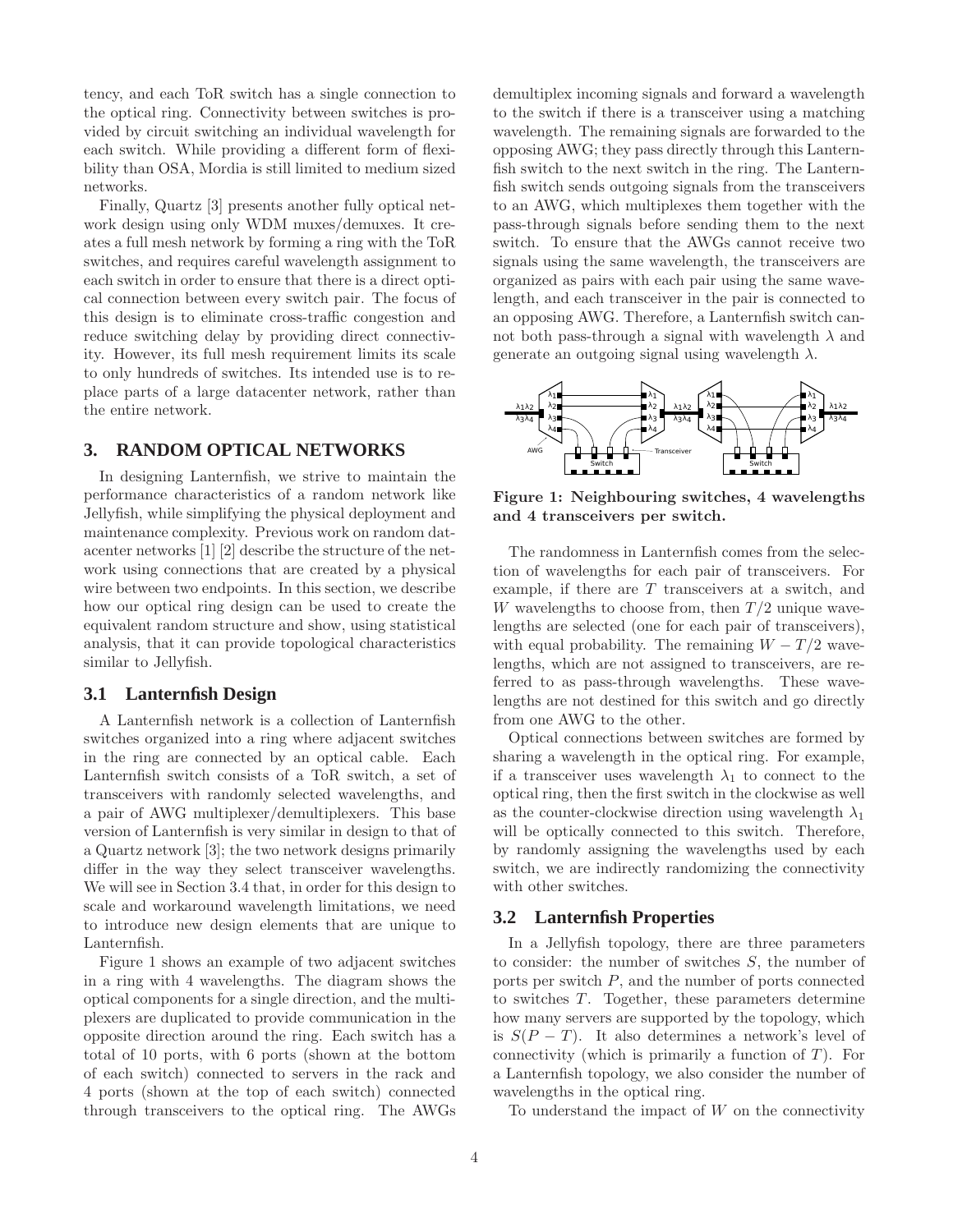tency, and each ToR switch has a single connection to the optical ring. Connectivity between switches is provided by circuit switching an individual wavelength for each switch. While providing a different form of flexibility than OSA, Mordia is still limited to medium sized networks.

Finally, Quartz [3] presents another fully optical network design using only WDM muxes/demuxes. It creates a full mesh network by forming a ring with the ToR switches, and requires careful wavelength assignment to each switch in order to ensure that there is a direct optical connection between every switch pair. The focus of this design is to eliminate cross-traffic congestion and reduce switching delay by providing direct connectivity. However, its full mesh requirement limits its scale to only hundreds of switches. Its intended use is to replace parts of a large datacenter network, rather than the entire network.

## 3. RANDOM OPTICAL NETWORKS

In designing Lanternfish, we strive to maintain the performance characteristics of a random network like Jellyfish, while simplifying the physical deployment and maintenance complexity. Previous work on random datacenter networks [1] [2] describe the structure of the network using connections that are created by a physical wire between two endpoints. In this section, we describe how our optical ring design can be used to create the equivalent random structure and show, using statistical analysis, that it can provide topological characteristics similar to Jellyfish.

### 3.1 Lanternfish Design

A Lanternfish network is a collection of Lanternfish switches organized into a ring where adjacent switches in the ring are connected by an optical cable. Each Lanternfish switch consists of a ToR switch, a set of transceivers with randomly selected wavelengths, and a pair of AWG multiplexer/demultiplexers. This base version of Lanternfish is very similar in design to that of a Quartz network [3]; the two network designs primarily differ in the way they select transceiver wavelengths. We will see in Section 3.4 that, in order for this design to scale and workaround wavelength limitations, we need to introduce new design elements that are unique to Lanternfish.

Figure 1 shows an example of two adjacent switches in a ring with 4 wavelengths. The diagram shows the optical components for a single direction, and the multiplexers are duplicated to provide communication in the opposite direction around the ring. Each switch has a total of 10 ports, with 6 ports (shown at the bottom of each switch) connected to servers in the rack and 4 ports (shown at the top of each switch) connected through transceivers to the optical ring. The AWGs demultiplex incoming signals and forward a wavelength to the switch if there is a transceiver using a matching wavelength. The remaining signals are forwarded to the opposing AWG; they pass directly through this Lanternfish switch to the next switch in the ring. The Lanternfish switch sends outgoing signals from the transceivers to an AWG, which multiplexes them together with the pass-through signals before sending them to the next switch. To ensure that the AWGs cannot receive two signals using the same wavelength, the transceivers are organized as pairs with each pair using the same wavelength, and each transceiver in the pair is connected to an opposing AWG. Therefore, a Lanternfish switch cannot both pass-through a signal with wavelength $\lambda$ and generate an outgoing signal using wavelength $\lambda$.

**Figure 1: Neighbouring switches, 4 wavelengths and 4 transceivers per switch.**

The randomness in Lanternfish comes from the selection of wavelengths for each pair of transceivers. For example, if there are $T$ transceivers at a switch, and $W$ wavelengths to choose from, then $T/2$ unique wavelengths are selected (one for each pair of transceivers), with equal probability. The remaining $W - T/2$ wavelengths, which are not assigned to transceivers, are referred to as pass-through wavelengths. These wavelengths are not destined for this switch and go directly from one AWG to the other.

Optical connections between switches are formed by sharing a wavelength in the optical ring. For example, if a transceiver uses wavelength $\lambda_1$ to connect to the optical ring, then the first switch in the clockwise as well as the counter-clockwise direction using wavelength $\lambda_1$ will be optically connected to this switch. Therefore, by randomly assigning the wavelengths used by each switch, we are indirectly randomizing the connectivity with other switches.

### 3.2 Lanternfish Properties

In a Jellyfish topology, there are three parameters to consider: the number of switches $S$, the number of ports per switch $P$, and the number of ports connected to switches $T$. Together, these parameters determine how many servers are supported by the topology, which is $S(P - T)$. It also determines a network's level of connectivity (which is primarily a function of $T$). For a Lanternfish topology, we also consider the number of wavelengths in the optical ring.

To understand the impact of $W$ on the connectivity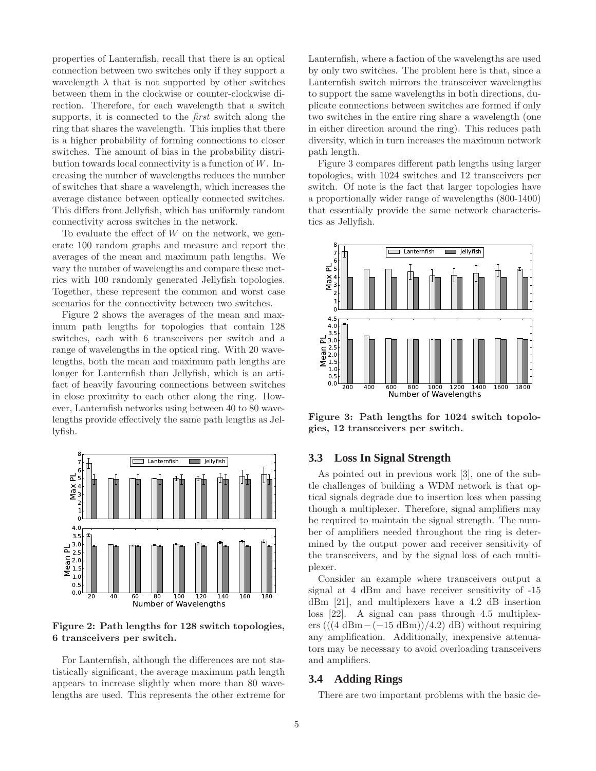properties of Lanternfish, recall that there is an optical connection between two switches only if they support a wavelength $\lambda$ that is not supported by other switches between them in the clockwise or counter-clockwise direction. Therefore, for each wavelength that a switch supports, it is connected to the *first* switch along the ring that shares the wavelength. This implies that there is a higher probability of forming connections to closer switches. The amount of bias in the probability distribution towards local connectivity is a function of $W$. Increasing the number of wavelengths reduces the number of switches that share a wavelength, which increases the average distance between optically connected switches. This differs from Jellyfish, which has uniformly random connectivity across switches in the network.

To evaluate the effect of $W$ on the network, we generate 100 random graphs and measure and report the averages of the mean and maximum path lengths. We vary the number of wavelengths and compare these metrics with 100 randomly generated Jellyfish topologies. Together, these represent the common and worst case scenarios for the connectivity between two switches.

Figure 2 shows the averages of the mean and maximum path lengths for topologies that contain 128 switches, each with 6 transceivers per switch and a range of wavelengths in the optical ring. With 20 wavelengths, both the mean and maximum path lengths are longer for Lanternfish than Jellyfish, which is an artifact of heavily favouring connections between switches in close proximity to each other along the ring. However, Lanternfish networks using between 40 to 80 wavelengths provide effectively the same path lengths as Jellyfish.

**Figure 2: Path lengths for 128 switch topologies, 6 transceivers per switch.**

For Lanternfish, although the differences are not statistically significant, the average maximum path length appears to increase slightly when more than 80 wavelengths are used. This represents the other extreme for Lanternfish, where a faction of the wavelengths are used by only two switches. The problem here is that, since a Lanternfish switch mirrors the transceiver wavelengths to support the same wavelengths in both directions, duplicate connections between switches are formed if only two switches in the entire ring share a wavelength (one in either direction around the ring). This reduces path diversity, which in turn increases the maximum network path length.

Figure 3 compares different path lengths using larger topologies, with 1024 switches and 12 transceivers per switch. Of note is the fact that larger topologies have a proportionally wider range of wavelengths (800-1400) that essentially provide the same network characteristics as Jellyfish.

**Figure 3: Path lengths for 1024 switch topologies, 12 transceivers per switch.**

## 3.3 Loss In Signal Strength

As pointed out in previous work [3], one of the subtle challenges of building a WDM network is that optical signals degrade due to insertion loss when passing though a multiplexer. Therefore, signal amplifiers may be required to maintain the signal strength. The number of amplifiers needed throughout the ring is determined by the output power and receiver sensitivity of the transceivers, and by the signal loss of each multiplexer.

Consider an example where transceivers output a signal at 4 dBm and have receiver sensitivity of -15 dBm [21], and multiplexers have a 4.2 dB insertion loss [22]. A signal can pass through 4.5 multiplexers $(((4\text{ dBm} - (-15\text{ dBm}))/4.2)\text{ dB})$ without requiring any amplification. Additionally, inexpensive attenuators may be necessary to avoid overloading transceivers and amplifiers.

## 3.4 Adding Rings

There are two important problems with the basic de-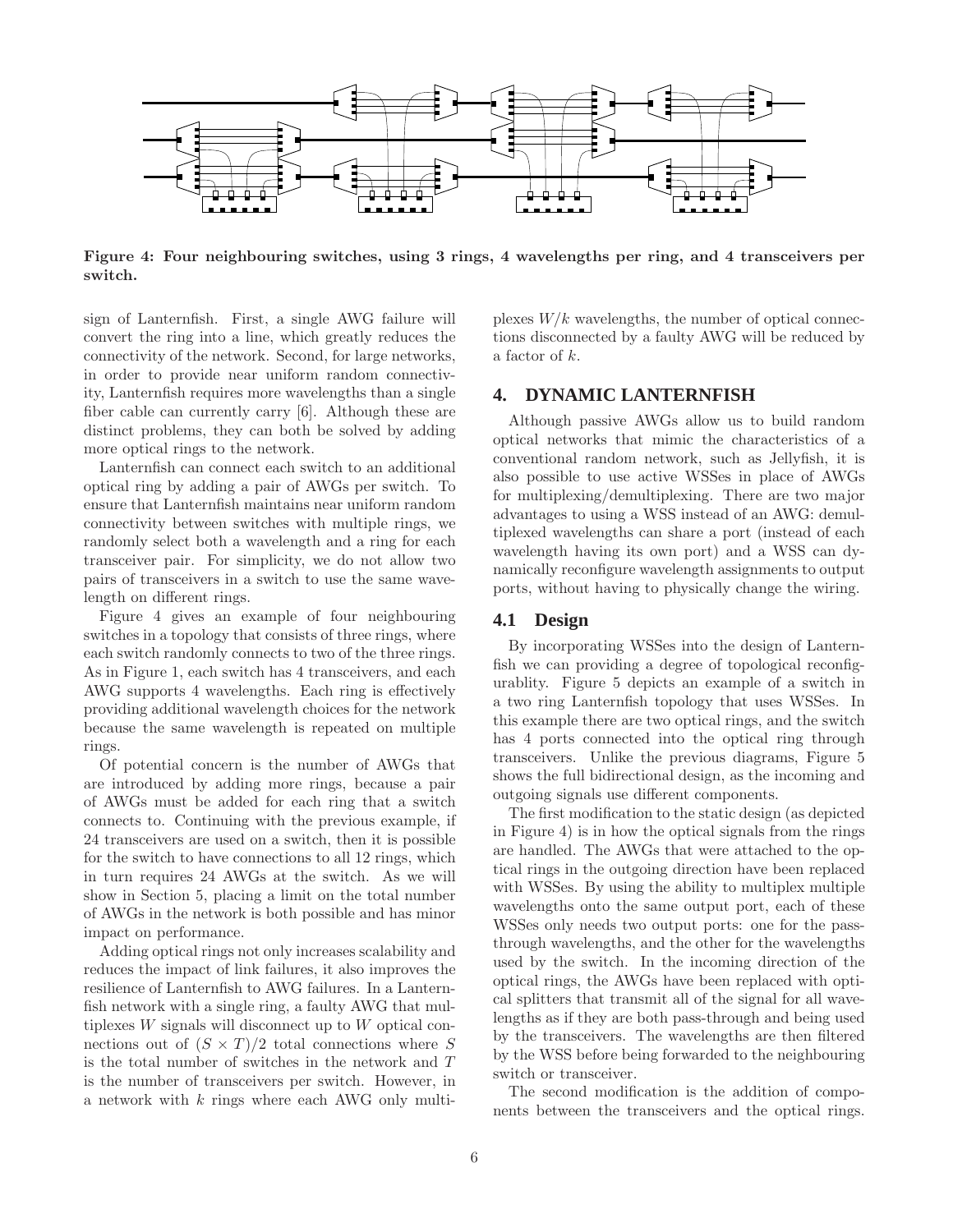Figure 4: Four neighbouring switches, using 3 rings, 4 wavelengths per ring, and 4 transceivers per switch.

sign of Lanternfish. First, a single AWG failure will convert the ring into a line, which greatly reduces the connectivity of the network. Second, for large networks, in order to provide near uniform random connectivity, Lanternfish requires more wavelengths than a single fiber cable can currently carry [6]. Although these are distinct problems, they can both be solved by adding more optical rings to the network.

Lanternfish can connect each switch to an additional optical ring by adding a pair of AWGs per switch. To ensure that Lanternfish maintains near uniform random connectivity between switches with multiple rings, we randomly select both a wavelength and a ring for each transceiver pair. For simplicity, we do not allow two pairs of transceivers in a switch to use the same wavelength on different rings.

Figure 4 gives an example of four neighbouring switches in a topology that consists of three rings, where each switch randomly connects to two of the three rings. As in Figure 1, each switch has 4 transceivers, and each AWG supports 4 wavelengths. Each ring is effectively providing additional wavelength choices for the network because the same wavelength is repeated on multiple rings.

Of potential concern is the number of AWGs that are introduced by adding more rings, because a pair of AWGs must be added for each ring that a switch connects to. Continuing with the previous example, if 24 transceivers are used on a switch, then it is possible for the switch to have connections to all 12 rings, which in turn requires 24 AWGs at the switch. As we will show in Section 5, placing a limit on the total number of AWGs in the network is both possible and has minor impact on performance.

Adding optical rings not only increases scalability and reduces the impact of link failures, it also improves the resilience of Lanternfish to AWG failures. In a Lanternfish network with a single ring, a faulty AWG that multiplexes $W$ signals will disconnect up to $W$ optical connections out of $(S \times T)/2$ total connections where $S$ is the total number of switches in the network and $T$ is the number of transceivers per switch. However, in a network with $k$ rings where each AWG only multiplexes $W/k$ wavelengths, the number of optical connections disconnected by a faulty AWG will be reduced by a factor of $k$.

## 4. DYNAMIC LANTERNFISH

Although passive AWGs allow us to build random optical networks that mimic the characteristics of a conventional random network, such as Jellyfish, it is also possible to use active WSSes in place of AWGs for multiplexing/demultiplexing. There are two major advantages to using a WSS instead of an AWG: demultiplexed wavelengths can share a port (instead of each wavelength having its own port) and a WSS can dynamically reconfigure wavelength assignments to output ports, without having to physically change the wiring.

### 4.1 Design

By incorporating WSSes into the design of Lanternfish we can providing a degree of topological reconfigurablity. Figure 5 depicts an example of a switch in a two ring Lanternfish topology that uses WSSes. In this example there are two optical rings, and the switch has 4 ports connected into the optical ring through transceivers. Unlike the previous diagrams, Figure 5 shows the full bidirectional design, as the incoming and outgoing signals use different components.

The first modification to the static design (as depicted in Figure 4) is in how the optical signals from the rings are handled. The AWGs that were attached to the optical rings in the outgoing direction have been replaced with WSSes. By using the ability to multiplex multiple wavelengths onto the same output port, each of these WSSes only needs two output ports: one for the pass-through wavelengths, and the other for the wavelengths used by the switch. In the incoming direction of the optical rings, the AWGs have been replaced with optical splitters that transmit all of the signal for all wavelengths as if they are both pass-through and being used by the transceivers. The wavelengths are then filtered by the WSS before being forwarded to the neighbouring switch or transceiver.

The second modification is the addition of components between the transceivers and the optical rings.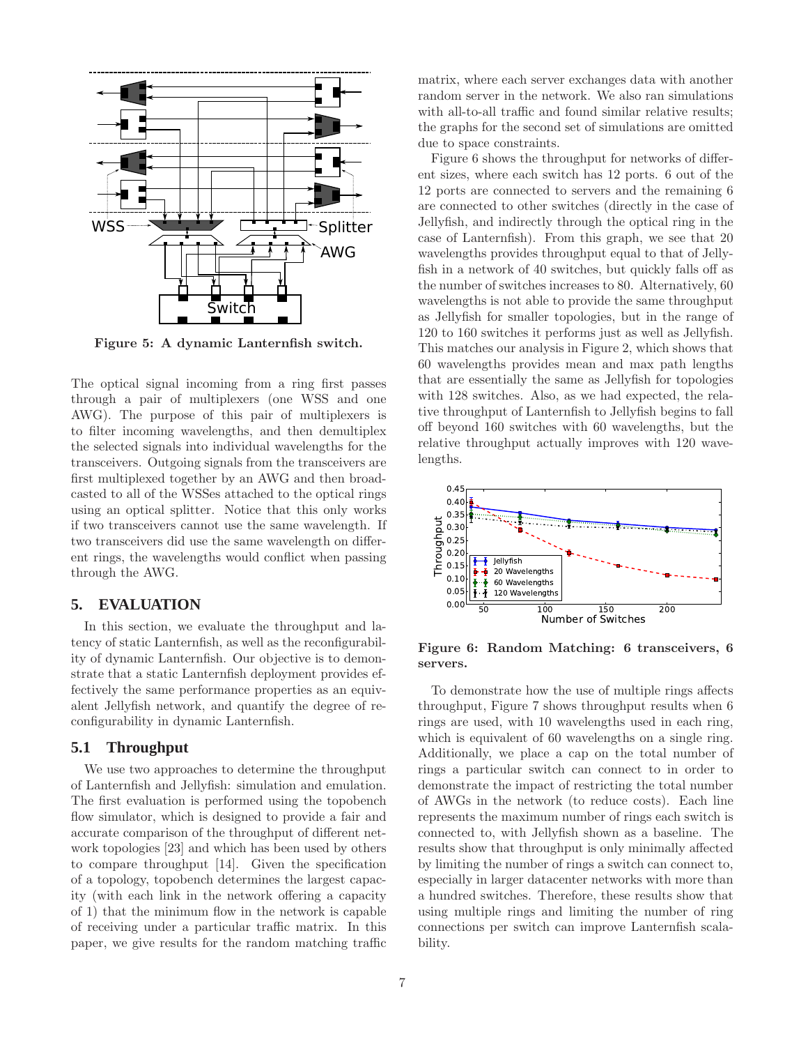Figure 5: A dynamic Lanternfish switch.

The optical signal incoming from a ring first passes through a pair of multiplexers (one WSS and one AWG). The purpose of this pair of multiplexers is to filter incoming wavelengths, and then demultiplex the selected signals into individual wavelengths for the transceivers. Outgoing signals from the transceivers are first multiplexed together by an AWG and then broadcasted to all of the WSSes attached to the optical rings using an optical splitter. Notice that this only works if two transceivers cannot use the same wavelength. If two transceivers did use the same wavelength on different rings, the wavelengths would conflict when passing through the AWG.

## 5. EVALUATION

In this section, we evaluate the throughput and latency of static Lanternfish, as well as the reconfigurability of dynamic Lanternfish. Our objective is to demonstrate that a static Lanternfish deployment provides effectively the same performance properties as an equivalent Jellyfish network, and quantify the degree of reconfigurability in dynamic Lanternfish.

### 5.1 Throughput

We use two approaches to determine the throughput of Lanternfish and Jellyfish: simulation and emulation. The first evaluation is performed using the topobench flow simulator, which is designed to provide a fair and accurate comparison of the throughput of different network topologies [23] and which has been used by others to compare throughput [14]. Given the specification of a topology, topobench determines the largest capacity (with each link in the network offering a capacity of 1) that the minimum flow in the network is capable of receiving under a particular traffic matrix. In this paper, we give results for the random matching traffic matrix, where each server exchanges data with another random server in the network. We also ran simulations with all-to-all traffic and found similar relative results; the graphs for the second set of simulations are omitted due to space constraints.

Figure 6 shows the throughput for networks of different sizes, where each switch has 12 ports. 6 out of the 12 ports are connected to servers and the remaining 6 are connected to other switches (directly in the case of Jellyfish, and indirectly through the optical ring in the case of Lanternfish). From this graph, we see that 20 wavelengths provides throughput equal to that of Jellyfish in a network of 40 switches, but quickly falls off as the number of switches increases to 80. Alternatively, 60 wavelengths is not able to provide the same throughput as Jellyfish for smaller topologies, but in the range of 120 to 160 switches it performs just as well as Jellyfish. This matches our analysis in Figure 2, which shows that 60 wavelengths provides mean and max path lengths that are essentially the same as Jellyfish for topologies with 128 switches. Also, as we had expected, the relative throughput of Lanternfish to Jellyfish begins to fall off beyond 160 switches with 60 wavelengths, but the relative throughput actually improves with 120 wavelengths.

Figure 6: Random Matching: 6 transceivers, 6 servers.

To demonstrate how the use of multiple rings affects throughput, Figure 7 shows throughput results when 6 rings are used, with 10 wavelengths used in each ring, which is equivalent of 60 wavelengths on a single ring. Additionally, we place a cap on the total number of rings a particular switch can connect to in order to demonstrate the impact of restricting the total number of AWGs in the network (to reduce costs). Each line represents the maximum number of rings each switch is connected to, with Jellyfish shown as a baseline. The results show that throughput is only minimally affected by limiting the number of rings a switch can connect to, especially in larger datacenter networks with more than a hundred switches. Therefore, these results show that using multiple rings and limiting the number of ring connections per switch can improve Lanternfish scalability.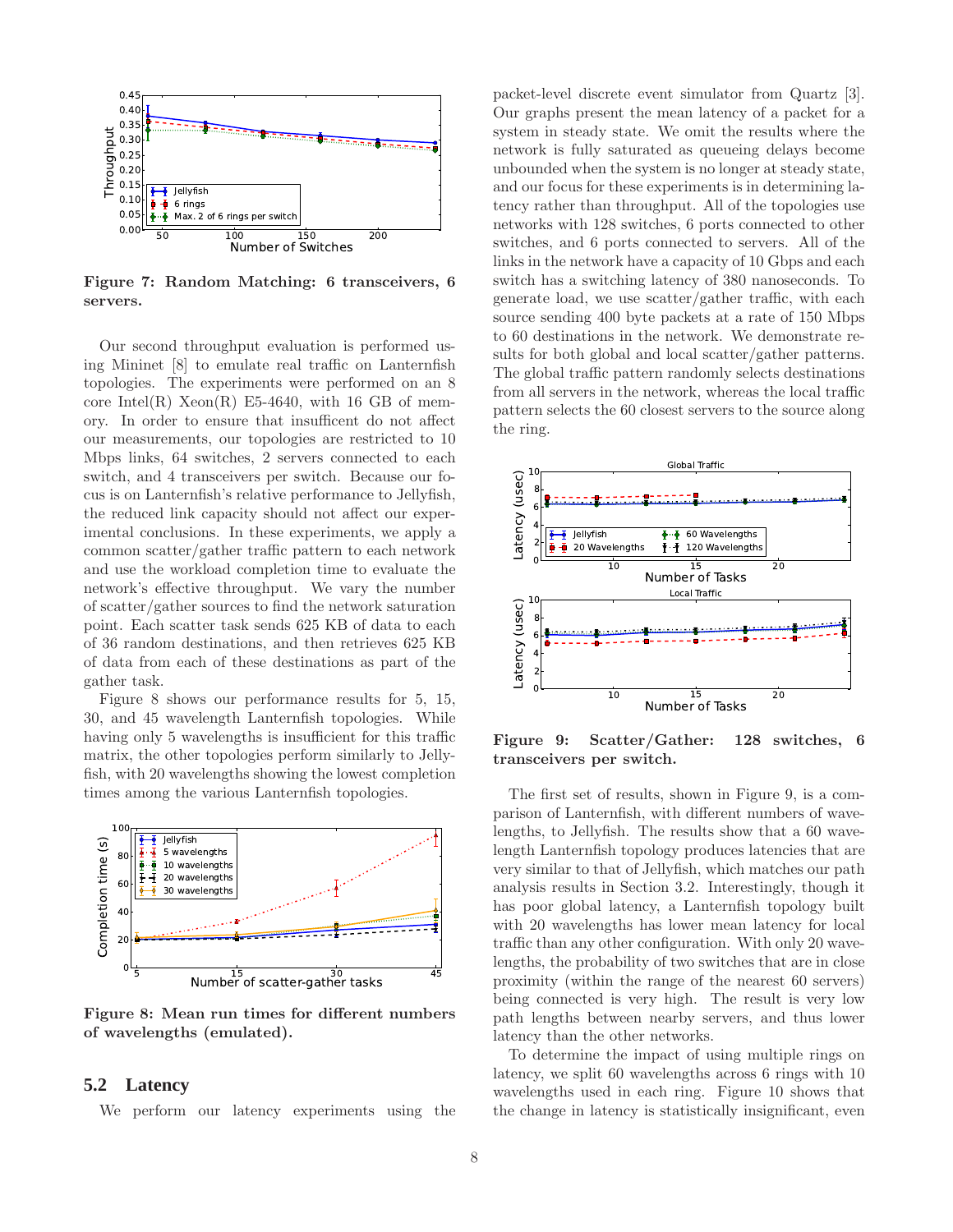**Figure 7: Random Matching: 6 transceivers, 6 servers.**

Our second throughput evaluation is performed using Mininet [8] to emulate real traffic on Lanternfish topologies. The experiments were performed on an 8 core Intel(R) Xeon(R) E5-4640, with 16 GB of memory. In order to ensure that insufficent do not affect our measurements, our topologies are restricted to 10 Mbps links, 64 switches, 2 servers connected to each switch, and 4 transceivers per switch. Because our focus is on Lanternfish's relative performance to Jellyfish, the reduced link capacity should not affect our experimental conclusions. In these experiments, we apply a common scatter/gather traffic pattern to each network and use the workload completion time to evaluate the network's effective throughput. We vary the number of scatter/gather sources to find the network saturation point. Each scatter task sends 625 KB of data to each of 36 random destinations, and then retrieves 625 KB of data from each of these destinations as part of the gather task.

Figure 8 shows our performance results for 5, 15, 30, and 45 wavelength Lanternfish topologies. While having only 5 wavelengths is insufficient for this traffic matrix, the other topologies perform similarly to Jellyfish, with 20 wavelengths showing the lowest completion times among the various Lanternfish topologies.

**Figure 8: Mean run times for different numbers of wavelengths (emulated).**

## 5.2 Latency

We perform our latency experiments using the packet-level discrete event simulator from Quartz [3]. Our graphs present the mean latency of a packet for a system in steady state. We omit the results where the network is fully saturated as queueing delays become unbounded when the system is no longer at steady state, and our focus for these experiments is in determining latency rather than throughput. All of the topologies use networks with 128 switches, 6 ports connected to other switches, and 6 ports connected to servers. All of the links in the network have a capacity of 10 Gbps and each switch has a switching latency of 380 nanoseconds. To generate load, we use scatter/gather traffic, with each source sending 400 byte packets at a rate of 150 Mbps to 60 destinations in the network. We demonstrate results for both global and local scatter/gather patterns. The global traffic pattern randomly selects destinations from all servers in the network, whereas the local traffic pattern selects the 60 closest servers to the source along the ring.

**Figure 9: Scatter/Gather: 128 switches, 6 transceivers per switch.**

The first set of results, shown in Figure 9, is a comparison of Lanternfish, with different numbers of wavelengths, to Jellyfish. The results show that a 60 wavelength Lanternfish topology produces latencies that are very similar to that of Jellyfish, which matches our path analysis results in Section 3.2. Interestingly, though it has poor global latency, a Lanternfish topology built with 20 wavelengths has lower mean latency for local traffic than any other configuration. With only 20 wavelengths, the probability of two switches that are in close proximity (within the range of the nearest 60 servers) being connected is very high. The result is very low path lengths between nearby servers, and thus lower latency than the other networks.

To determine the impact of using multiple rings on latency, we split 60 wavelengths across 6 rings with 10 wavelengths used in each ring. Figure 10 shows that the change in latency is statistically insignificant, even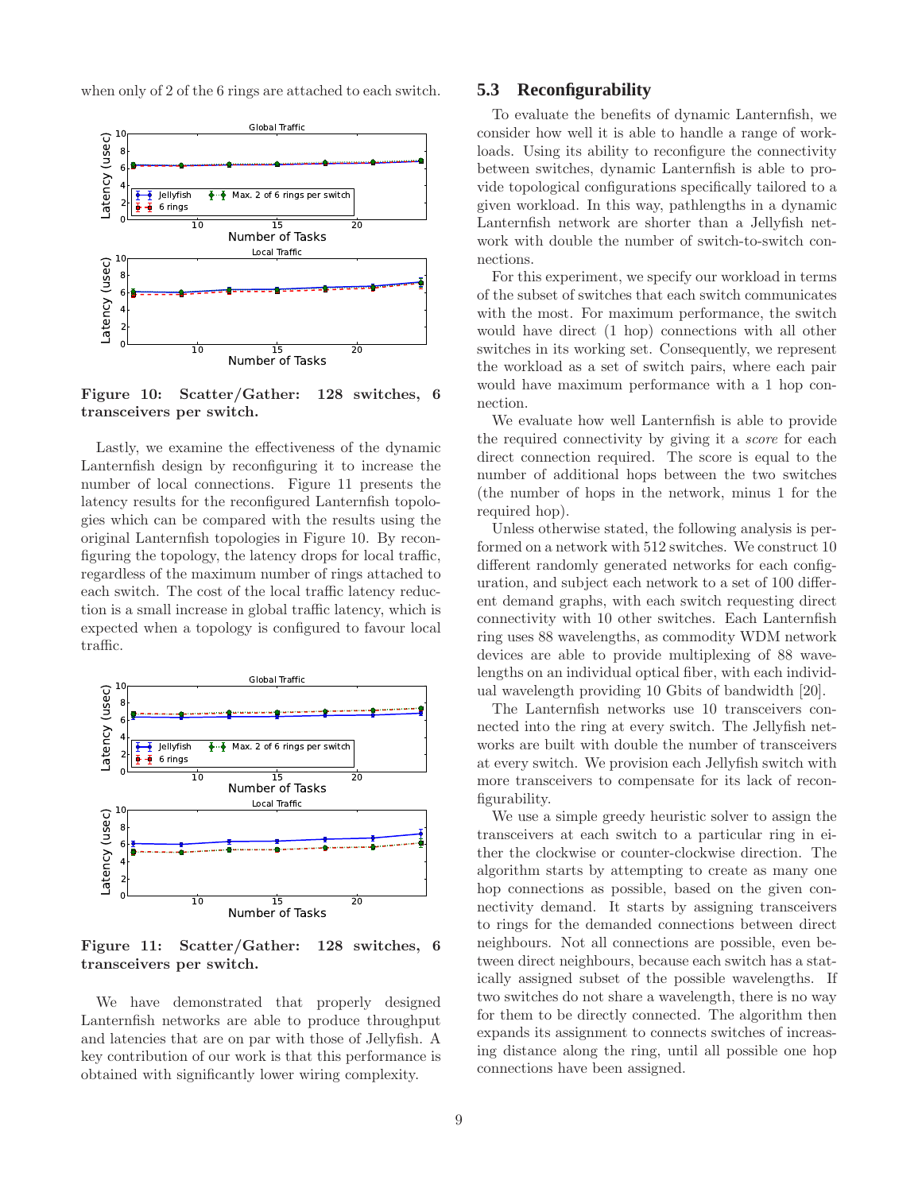when only of 2 of the 6 rings are attached to each switch.

**Figure 10: Scatter/Gather: 128 switches, 6 transceivers per switch.**

Lastly, we examine the effectiveness of the dynamic Lanternfish design by reconfiguring it to increase the number of local connections. Figure 11 presents the latency results for the reconfigured Lanternfish topologies which can be compared with the results using the original Lanternfish topologies in Figure 10. By reconfiguring the topology, the latency drops for local traffic, regardless of the maximum number of rings attached to each switch. The cost of the local traffic latency reduction is a small increase in global traffic latency, which is expected when a topology is configured to favour local traffic.

**Figure 11: Scatter/Gather: 128 switches, 6 transceivers per switch.**

We have demonstrated that properly designed Lanternfish networks are able to produce throughput and latencies that are on par with those of Jellyfish. A key contribution of our work is that this performance is obtained with significantly lower wiring complexity.

## 5.3 Reconfigurability

To evaluate the benefits of dynamic Lanternfish, we consider how well it is able to handle a range of workloads. Using its ability to reconfigure the connectivity between switches, dynamic Lanternfish is able to provide topological configurations specifically tailored to a given workload. In this way, pathlengths in a dynamic Lanternfish network are shorter than a Jellyfish network with double the number of switch-to-switch connections.

For this experiment, we specify our workload in terms of the subset of switches that each switch communicates with the most. For maximum performance, the switch would have direct (1 hop) connections with all other switches in its working set. Consequently, we represent the workload as a set of switch pairs, where each pair would have maximum performance with a 1 hop connection.

We evaluate how well Lanternfish is able to provide the required connectivity by giving it a *score* for each direct connection required. The score is equal to the number of additional hops between the two switches (the number of hops in the network, minus 1 for the required hop).

Unless otherwise stated, the following analysis is performed on a network with 512 switches. We construct 10 different randomly generated networks for each configuration, and subject each network to a set of 100 different demand graphs, with each switch requesting direct connectivity with 10 other switches. Each Lanternfish ring uses 88 wavelengths, as commodity WDM network devices are able to provide multiplexing of 88 wavelengths on an individual optical fiber, with each individual wavelength providing 10 Gbits of bandwidth [20].

The Lanternfish networks use 10 transceivers connected into the ring at every switch. The Jellyfish networks are built with double the number of transceivers at every switch. We provision each Jellyfish switch with more transceivers to compensate for its lack of reconfigurability.

We use a simple greedy heuristic solver to assign the transceivers at each switch to a particular ring in either the clockwise or counter-clockwise direction. The algorithm starts by attempting to create as many one hop connections as possible, based on the given connectivity demand. It starts by assigning transceivers to rings for the demanded connections between direct neighbours. Not all connections are possible, even between direct neighbours, because each switch has a statically assigned subset of the possible wavelengths. If two switches do not share a wavelength, there is no way for them to be directly connected. The algorithm then expands its assignment to connects switches of increasing distance along the ring, until all possible one hop connections have been assigned.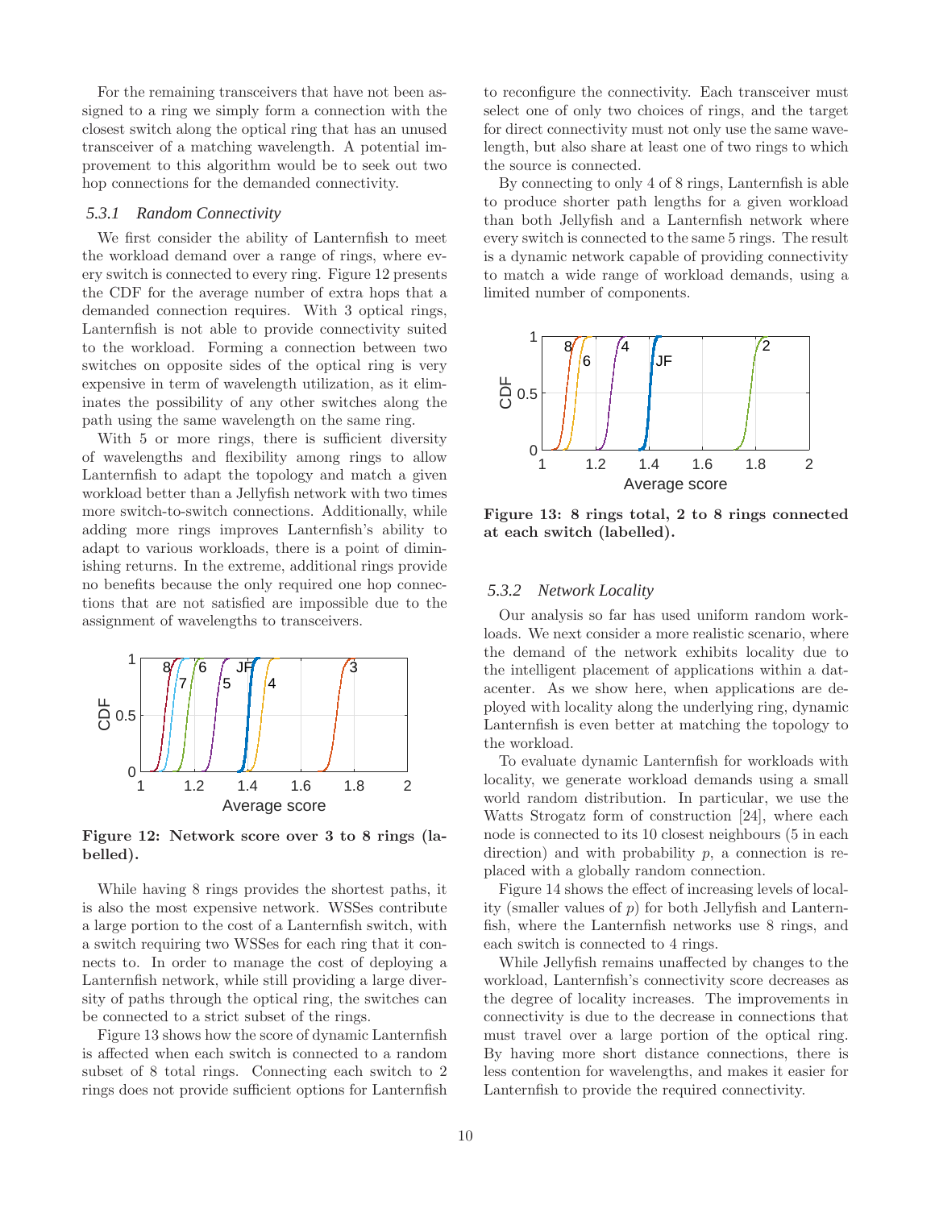For the remaining transceivers that have not been assigned to a ring we simply form a connection with the closest switch along the optical ring that has an unused transceiver of a matching wavelength. A potential improvement to this algorithm would be to seek out two hop connections for the demanded connectivity.

### 5.3.1 Random Connectivity

We first consider the ability of Lanternfish to meet the workload demand over a range of rings, where every switch is connected to every ring. Figure 12 presents the CDF for the average number of extra hops that a demanded connection requires. With 3 optical rings, Lanternfish is not able to provide connectivity suited to the workload. Forming a connection between two switches on opposite sides of the optical ring is very expensive in term of wavelength utilization, as it eliminates the possibility of any other switches along the path using the same wavelength on the same ring.

With 5 or more rings, there is sufficient diversity of wavelengths and flexibility among rings to allow Lanternfish to adapt the topology and match a given workload better than a Jellyfish network with two times more switch-to-switch connections. Additionally, while adding more rings improves Lanternfish's ability to adapt to various workloads, there is a point of diminishing returns. In the extreme, additional rings provide no benefits because the only required one hop connections that are not satisfied are impossible due to the assignment of wavelengths to transceivers.

**Figure 12: Network score over 3 to 8 rings (labelled).**

While having 8 rings provides the shortest paths, it is also the most expensive network. WSSes contribute a large portion to the cost of a Lanternfish switch, with a switch requiring two WSSes for each ring that it connects to. In order to manage the cost of deploying a Lanternfish network, while still providing a large diversity of paths through the optical ring, the switches can be connected to a strict subset of the rings.

Figure 13 shows how the score of dynamic Lanternfish is affected when each switch is connected to a random subset of 8 total rings. Connecting each switch to 2 rings does not provide sufficient options for Lanternfish to reconfigure the connectivity. Each transceiver must select one of only two choices of rings, and the target for direct connectivity must not only use the same wavelength, but also share at least one of two rings to which the source is connected.

By connecting to only 4 of 8 rings, Lanternfish is able to produce shorter path lengths for a given workload than both Jellyfish and a Lanternfish network where every switch is connected to the same 5 rings. The result is a dynamic network capable of providing connectivity to match a wide range of workload demands, using a limited number of components.

**Figure 13: 8 rings total, 2 to 8 rings connected at each switch (labelled).**

### 5.3.2 Network Locality

Our analysis so far has used uniform random workloads. We next consider a more realistic scenario, where the demand of the network exhibits locality due to the intelligent placement of applications within a datacenter. As we show here, when applications are deployed with locality along the underlying ring, dynamic Lanternfish is even better at matching the topology to the workload.

To evaluate dynamic Lanternfish for workloads with locality, we generate workload demands using a small world random distribution. In particular, we use the Watts Strogatz form of construction [24], where each node is connected to its 10 closest neighbours (5 in each direction) and with probability $p$, a connection is replaced with a globally random connection.

Figure 14 shows the effect of increasing levels of locality (smaller values of $p$) for both Jellyfish and Lanternfish, where the Lanternfish networks use 8 rings, and each switch is connected to 4 rings.

While Jellyfish remains unaffected by changes to the workload, Lanternfish's connectivity score decreases as the degree of locality increases. The improvements in connectivity is due to the decrease in connections that must travel over a large portion of the optical ring. By having more short distance connections, there is less contention for wavelengths, and makes it easier for Lanternfish to provide the required connectivity.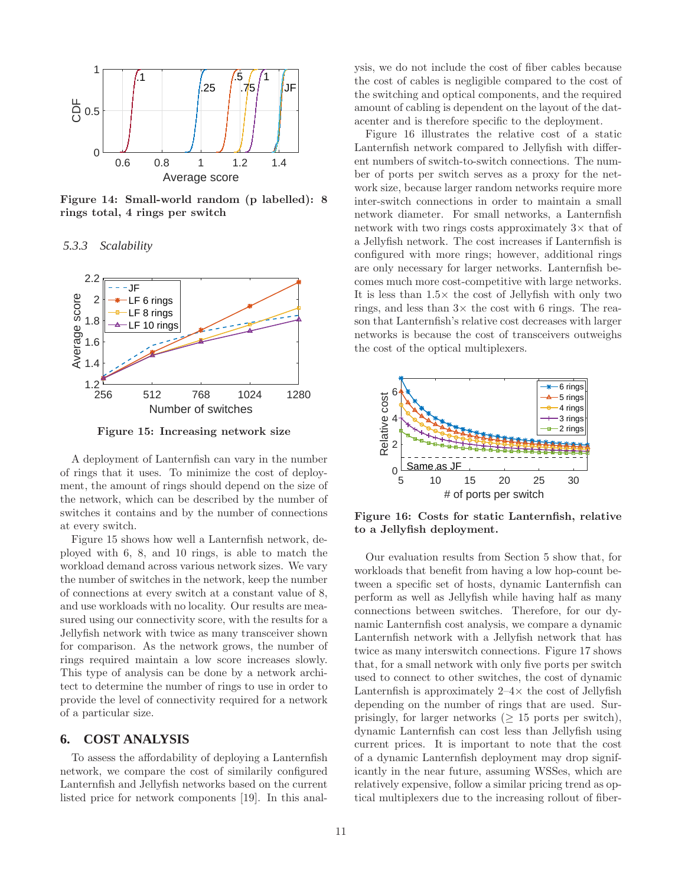Figure 14: Small-world random (p labelled): 8 rings total, 4 rings per switch

### 5.3.3 Scalability

Figure 15: Increasing network size

A deployment of Lanternfish can vary in the number of rings that it uses. To minimize the cost of deployment, the amount of rings should depend on the size of the network, which can be described by the number of switches it contains and by the number of connections at every switch.

Figure 15 shows how well a Lanternfish network, deployed with 6, 8, and 10 rings, is able to match the workload demand across various network sizes. We vary the number of switches in the network, keep the number of connections at every switch at a constant value of 8, and use workloads with no locality. Our results are measured using our connectivity score, with the results for a Jellyfish network with twice as many transceiver shown for comparison. As the network grows, the number of rings required maintain a low score increases slowly. This type of analysis can be done by a network architect to determine the number of rings to use in order to provide the level of connectivity required for a network of a particular size.

## 6. COST ANALYSIS

To assess the affordability of deploying a Lanternfish network, we compare the cost of similarily configured Lanternfish and Jellyfish networks based on the current listed price for network components [19]. In this analysis, we do not include the cost of fiber cables because the cost of cables is negligible compared to the cost of the switching and optical components, and the required amount of cabling is dependent on the layout of the datacenter and is therefore specific to the deployment.

Figure 16 illustrates the relative cost of a static Lanternfish network compared to Jellyfish with different numbers of switch-to-switch connections. The number of ports per switch serves as a proxy for the network size, because larger random networks require more inter-switch connections in order to maintain a small network diameter. For small networks, a Lanternfish network with two rings costs approximately 3× that of a Jellyfish network. The cost increases if Lanternfish is configured with more rings; however, additional rings are only necessary for larger networks. Lanternfish becomes much more cost-competitive with large networks. It is less than 1.5× the cost of Jellyfish with only two rings, and less than 3× the cost with 6 rings. The reason that Lanternfish's relative cost decreases with larger networks is because the cost of transceivers outweighs the cost of the optical multiplexers.

Figure 16: Costs for static Lanternfish, relative to a Jellyfish deployment.

Our evaluation results from Section 5 show that, for workloads that benefit from having a low hop-count between a specific set of hosts, dynamic Lanternfish can perform as well as Jellyfish while having half as many connections between switches. Therefore, for our dynamic Lanternfish cost analysis, we compare a dynamic Lanternfish network with a Jellyfish network that has twice as many interswitch connections. Figure 17 shows that, for a small network with only five ports per switch used to connect to other switches, the cost of dynamic Lanternfish is approximately 2–4× the cost of Jellyfish depending on the number of rings that are used. Surprisingly, for larger networks (≥ 15 ports per switch), dynamic Lanternfish can cost less than Jellyfish using current prices. It is important to note that the cost of a dynamic Lanternfish deployment may drop significantly in the near future, assuming WSSes, which are relatively expensive, follow a similar pricing trend as optical multiplexers due to the increasing rollout of fiber-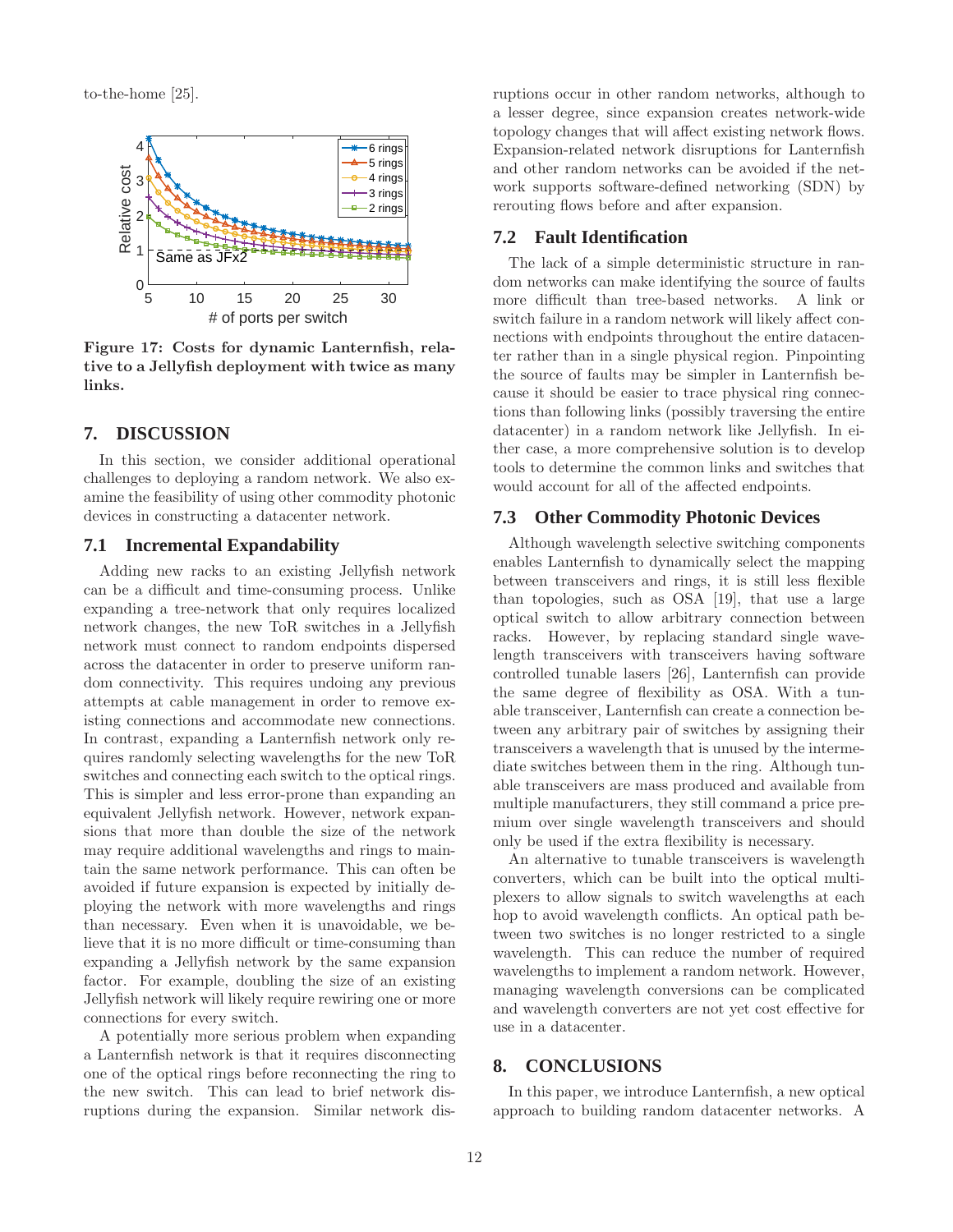to-the-home [25].

Figure 17: Costs for dynamic Lanternfish, relative to a Jellyfish deployment with twice as many links.

## 7. DISCUSSION

In this section, we consider additional operational challenges to deploying a random network. We also examine the feasibility of using other commodity photonic devices in constructing a datacenter network.

### 7.1 Incremental Expandability

Adding new racks to an existing Jellyfish network can be a difficult and time-consuming process. Unlike expanding a tree-network that only requires localized network changes, the new ToR switches in a Jellyfish network must connect to random endpoints dispersed across the datacenter in order to preserve uniform random connectivity. This requires undoing any previous attempts at cable management in order to remove existing connections and accommodate new connections. In contrast, expanding a Lanternfish network only requires randomly selecting wavelengths for the new ToR switches and connecting each switch to the optical rings. This is simpler and less error-prone than expanding an equivalent Jellyfish network. However, network expansions that more than double the size of the network may require additional wavelengths and rings to maintain the same network performance. This can often be avoided if future expansion is expected by initially deploying the network with more wavelengths and rings than necessary. Even when it is unavoidable, we believe that it is no more difficult or time-consuming than expanding a Jellyfish network by the same expansion factor. For example, doubling the size of an existing Jellyfish network will likely require rewiring one or more connections for every switch.

A potentially more serious problem when expanding a Lanternfish network is that it requires disconnecting one of the optical rings before reconnecting the ring to the new switch. This can lead to brief network disruptions during the expansion. Similar network disruptions occur in other random networks, although to a lesser degree, since expansion creates network-wide topology changes that will affect existing network flows. Expansion-related network disruptions for Lanternfish and other random networks can be eliminated if the network supports software-defined networking (SDN) by rerouting flows before and after expansion.

### 7.2 Fault Identification

The lack of a simple deterministic structure in random networks can make identifying the source of faults more difficult than tree-based networks. A link or switch failure in a random network will likely affect connections with endpoints throughout the entire datacenter rather than in a single physical region. Pinpointing the source of faults may be simpler in Lanternfish because it should be easier to trace physical ring connections than following links (possibly traversing the entire datacenter) in a random network like Jellyfish. In either case, a more comprehensive solution is to develop tools to determine the common links and switches that would account for all of the affected endpoints.

### 7.3 Other Commodity Photonic Devices

Although wavelength selective switching components enables Lanternfish to dynamically select the mapping between transceivers and rings, it is still less flexible than topologies, such as OSA [19], that use a large optical switch to allow arbitrary connection between racks. However, by replacing standard single wavelength transceivers with transceivers having software controlled tunable lasers [26], Lanternfish can provide the same degree of flexibility as OSA. With a tunable transceiver, Lanternfish can create a connection between any arbitrary pair of switches by assigning their transceivers a wavelength that is unused by the intermediate switches between them in the ring. Although tunable transceivers are mass produced and available from multiple manufacturers, they still command a price premium over single wavelength transceivers and should only be used if the extra flexibility is necessary.

An alternative to tunable transceivers is wavelength converters, which can be built into the optical multiplexers to allow signals to switch wavelengths at each hop to avoid wavelength conflicts. An optical path between two switches is no longer restricted to a single wavelength. This can reduce the number of required wavelengths to implement a random network. However, managing wavelength conversions can be complicated and wavelength converters are not yet cost effective for use in a datacenter.

## 8. CONCLUSIONS

In this paper, we introduce Lanternfish, a new optical approach to building random datacenter networks. A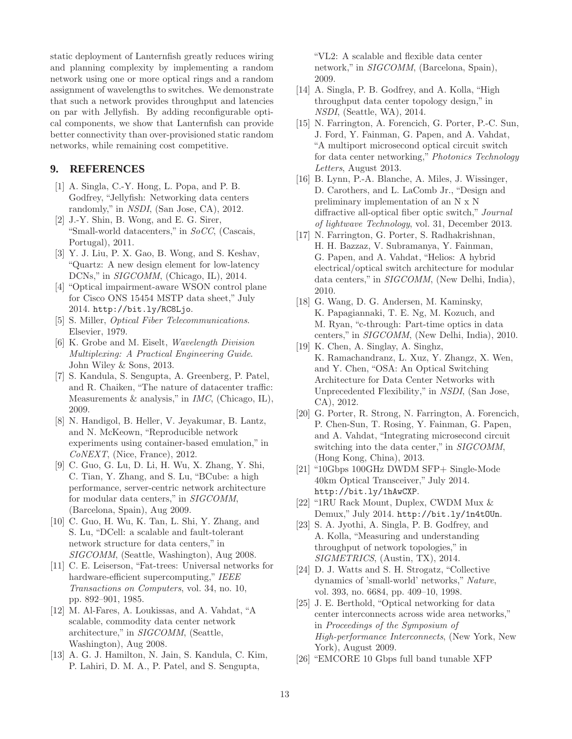static deployment of Lanternfish greatly reduces wiring and planning complexity by implementing a random network using one or more optical rings and a random assignment of wavelengths to switches. We demonstrate that such a network provides throughput and latencies on par with Jellyfish. By adding reconfigurable optical components, we show that Lanternfish can provide better connectivity than over-provisioned static random networks, while remaining cost competitive.

## 9. REFERENCES

- [1] A. Singla, C.-Y. Hong, L. Popa, and P. B. Godfrey, "Jellyfish: Networking data centers randomly," in *NSDI*, (San Jose, CA), 2012.
- [2] J.-Y. Shin, B. Wong, and E. G. Sirer, "Small-world datacenters," in *SoCC*, (Cascais, Portugal), 2011.
- [3] Y. J. Liu, P. X. Gao, B. Wong, and S. Keshav, "Quartz: A new design element for low-latency DCNs," in *SIGCOMM*, (Chicago, IL), 2014.
- [4] "Optical impairment-aware WSON control plane for Cisco ONS 15454 MSTP data sheet," July 2014. `http://bit.ly/RC8Ljo`.
- [5] S. Miller, *Optical Fiber Telecommunications*. Elsevier, 1979.
- [6] K. Grobe and M. Eiselt, *Wavelength Division Multiplexing: A Practical Engineering Guide*. John Wiley & Sons, 2013.
- [7] S. Kandula, S. Sengupta, A. Greenberg, P. Patel, and R. Chaiken, "The nature of datacenter traffic: Measurements & analysis," in *IMC*, (Chicago, IL), 2009.
- [8] N. Handigol, B. Heller, V. Jeyakumar, B. Lantz, and N. McKeown, "Reproducible network experiments using container-based emulation," in *CoNEXT*, (Nice, France), 2012.
- [9] C. Guo, G. Lu, D. Li, H. Wu, X. Zhang, Y. Shi, C. Tian, Y. Zhang, and S. Lu, "BCube: a high performance, server-centric network architecture for modular data centers," in *SIGCOMM*, (Barcelona, Spain), Aug 2009.
- [10] C. Guo, H. Wu, K. Tan, L. Shi, Y. Zhang, and S. Lu, "DCell: a scalable and fault-tolerant network structure for data centers," in *SIGCOMM*, (Seattle, Washington), Aug 2008.
- [11] C. E. Leiserson, "Fat-trees: Universal networks for hardware-efficient supercomputing," *IEEE Transactions on Computers*, vol. 34, no. 10, pp. 892–901, 1985.
- [12] M. Al-Fares, A. Loukissas, and A. Vahdat, "A scalable, commodity data center network architecture," in *SIGCOMM*, (Seattle, Washington), Aug 2008.
- [13] A. G. J. Hamilton, N. Jain, S. Kandula, C. Kim, P. Lahiri, D. M. A., P. Patel, and S. Sengupta, "VL2: A scalable and flexible data center network," in *SIGCOMM*, (Barcelona, Spain), 2009.
- [14] A. Singla, P. B. Godfrey, and A. Kolla, "High throughput data center topology design," in *NSDI*, (Seattle, WA), 2014.
- [15] N. Farrington, A. Forencich, G. Porter, P.-C. Sun, J. Ford, Y. Fainman, G. Papen, and A. Vahdat, "A multiport microsecond optical circuit switch for data center networking," *Photonics Technology Letters*, August 2013.
- [16] B. Lynn, P.-A. Blanche, A. Miles, J. Wissinger, D. Carothers, and L. LaComb Jr., "Design and preliminary implementation of an N x N diffractive all-optical fiber optic switch," *Journal of lightwave Technology*, vol. 31, December 2013.
- [17] N. Farrington, G. Porter, S. Radhakrishnan, H. H. Bazzaz, V. Subramanya, Y. Fainman, G. Papen, and A. Vahdat, "Helios: A hybrid electrical/optical switch architecture for modular data centers," in *SIGCOMM*, (New Delhi, India), 2010.
- [18] G. Wang, D. G. Andersen, M. Kaminsky, K. Papagiannaki, T. E. Ng, M. Kozuch, and M. Ryan, "c-through: Part-time optics in data centers," in *SIGCOMM*, (New Delhi, India), 2010.
- [19] K. Chen, A. Singlay, A. Singhz, K. Ramachandranz, L. Xuz, Y. Zhangz, X. Wen, and Y. Chen, "OSA: An Optical Switching Architecture for Data Center Networks with Unprecedented Flexibility," in *NSDI*, (San Jose, CA), 2012.
- [20] G. Porter, R. Strong, N. Farrington, A. Forencich, P. Chen-Sun, T. Rosing, Y. Fainman, G. Papen, and A. Vahdat, "Integrating microsecond circuit switching into the data center," in *SIGCOMM*, (Hong Kong, China), 2013.
- [21] "10Gbps 100GHz DWDM SFP+ Single-Mode 40km Optical Transceiver," July 2014. `http://bit.ly/1hAwCXP`.
- [22] "1RU Rack Mount, Duplex, CWDM Mux & Demux," July 2014. `http://bit.ly/1n4tOUn`.
- [23] S. A. Jyothi, A. Singla, P. B. Godfrey, and A. Kolla, "Measuring and understanding throughput of network topologies," in *SIGMETRICS*, (Austin, TX), 2014.
- [24] D. J. Watts and S. H. Strogatz, "Collective dynamics of 'small-world' networks," *Nature*, vol. 393, no. 6684, pp. 409–10, 1998.
- [25] J. E. Berthold, "Optical networking for data center interconnects across wide area networks," in *Proceedings of the Symposium of High-performance Interconnects*, (New York, New York), August 2009.
- [26] "EMCORE 10 Gbps full band tunable XFP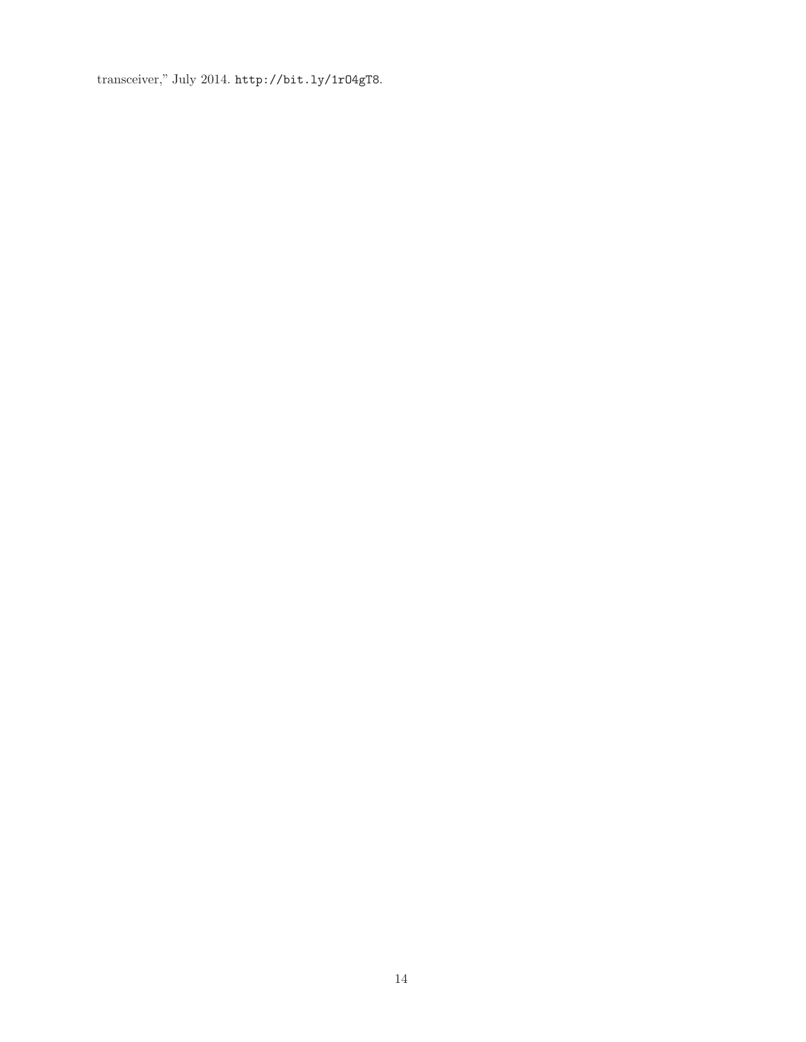transceiver," July 2014. http://bit.ly/1rO4gT8.